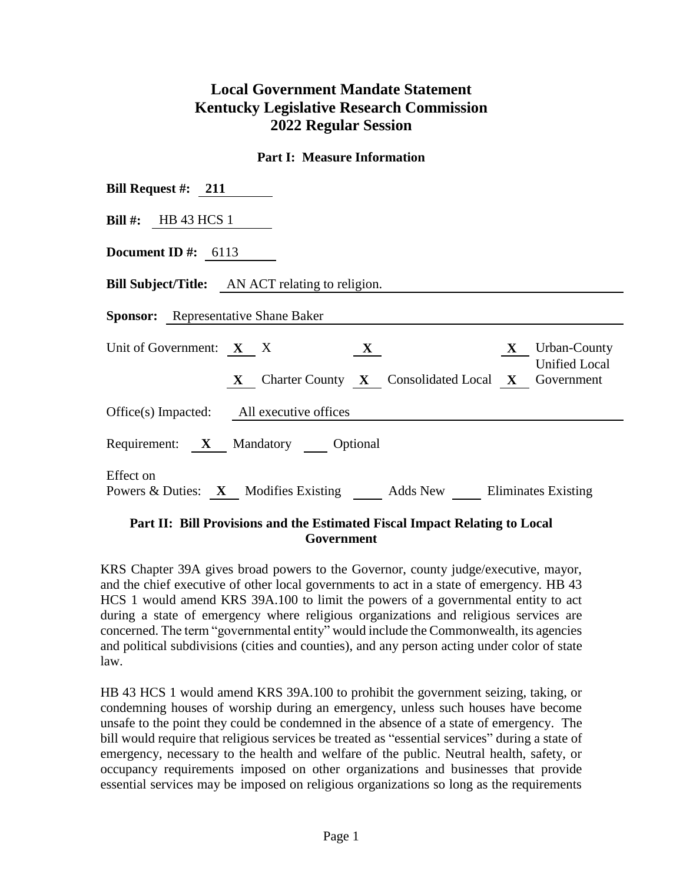# Local Government Mandate Statement
# Kentucky Legislative Research Commission
# 2022 Regular Session

### Part I: Measure Information

**Bill Request #:** **211**

**Bill #:** HB 43 HCS 1

**Document ID #:** 6113

**Bill Subject/Title:** AN ACT relating to religion.

**Sponsor:** Representative Shane Baker

Unit of Government: **X** X **X** **X** Urban-County Unified Local Government

**X** Charter County **X** Consolidated Local **X** Government

Office(s) Impacted: All executive offices

Requirement: **X** Mandatory ___ Optional

Effect on Powers & Duties: **X** Modifies Existing ___ Adds New ___ Eliminates Existing

### Part II: Bill Provisions and the Estimated Fiscal Impact Relating to Local Government

KRS Chapter 39A gives broad powers to the Governor, county judge/executive, mayor, and the chief executive of other local governments to act in a state of emergency. HB 43 HCS 1 would amend KRS 39A.100 to limit the powers of a governmental entity to act during a state of emergency where religious organizations and religious services are concerned. The term "governmental entity" would include the Commonwealth, its agencies and political subdivisions (cities and counties), and any person acting under color of state law.

HB 43 HCS 1 would amend KRS 39A.100 to prohibit the government seizing, taking, or condemning houses of worship during an emergency, unless such houses have become unsafe to the point they could be condemned in the absence of a state of emergency. The bill would require that religious services be treated as "essential services" during a state of emergency, necessary to the health and welfare of the public. Neutral health, safety, or occupancy requirements imposed on other organizations and businesses that provide essential services may be imposed on religious organizations so long as the requirements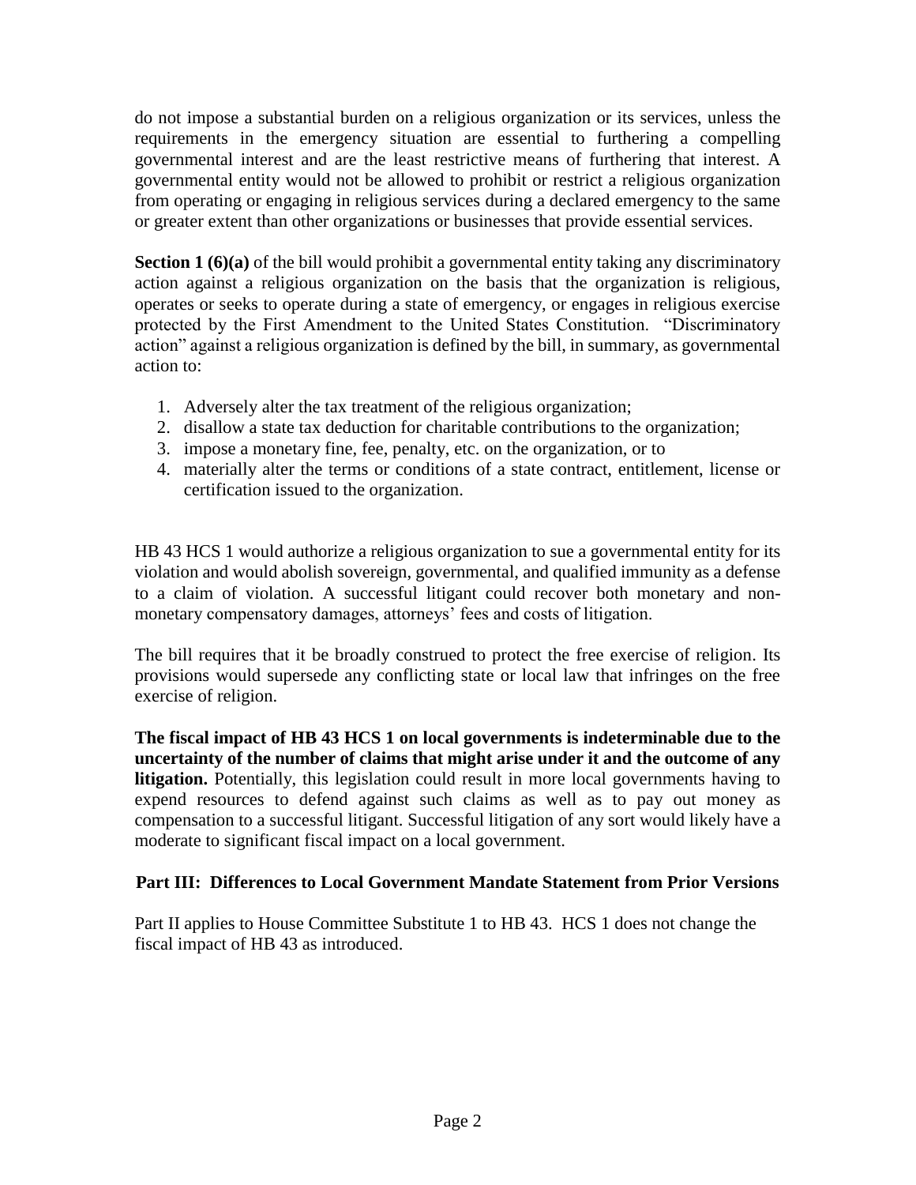do not impose a substantial burden on a religious organization or its services, unless the requirements in the emergency situation are essential to furthering a compelling governmental interest and are the least restrictive means of furthering that interest. A governmental entity would not be allowed to prohibit or restrict a religious organization from operating or engaging in religious services during a declared emergency to the same or greater extent than other organizations or businesses that provide essential services.

**Section 1 (6)(a)** of the bill would prohibit a governmental entity taking any discriminatory action against a religious organization on the basis that the organization is religious, operates or seeks to operate during a state of emergency, or engages in religious exercise protected by the First Amendment to the United States Constitution. "Discriminatory action" against a religious organization is defined by the bill, in summary, as governmental action to:

1. Adversely alter the tax treatment of the religious organization;
2. disallow a state tax deduction for charitable contributions to the organization;
3. impose a monetary fine, fee, penalty, etc. on the organization, or to
4. materially alter the terms or conditions of a state contract, entitlement, license or certification issued to the organization.

HB 43 HCS 1 would authorize a religious organization to sue a governmental entity for its violation and would abolish sovereign, governmental, and qualified immunity as a defense to a claim of violation. A successful litigant could recover both monetary and non-monetary compensatory damages, attorneys' fees and costs of litigation.

The bill requires that it be broadly construed to protect the free exercise of religion. Its provisions would supersede any conflicting state or local law that infringes on the free exercise of religion.

**The fiscal impact of HB 43 HCS 1 on local governments is indeterminable due to the uncertainty of the number of claims that might arise under it and the outcome of any litigation.** Potentially, this legislation could result in more local governments having to expend resources to defend against such claims as well as to pay out money as compensation to a successful litigant. Successful litigation of any sort would likely have a moderate to significant fiscal impact on a local government.

## Part III: Differences to Local Government Mandate Statement from Prior Versions

Part II applies to House Committee Substitute 1 to HB 43. HCS 1 does not change the fiscal impact of HB 43 as introduced.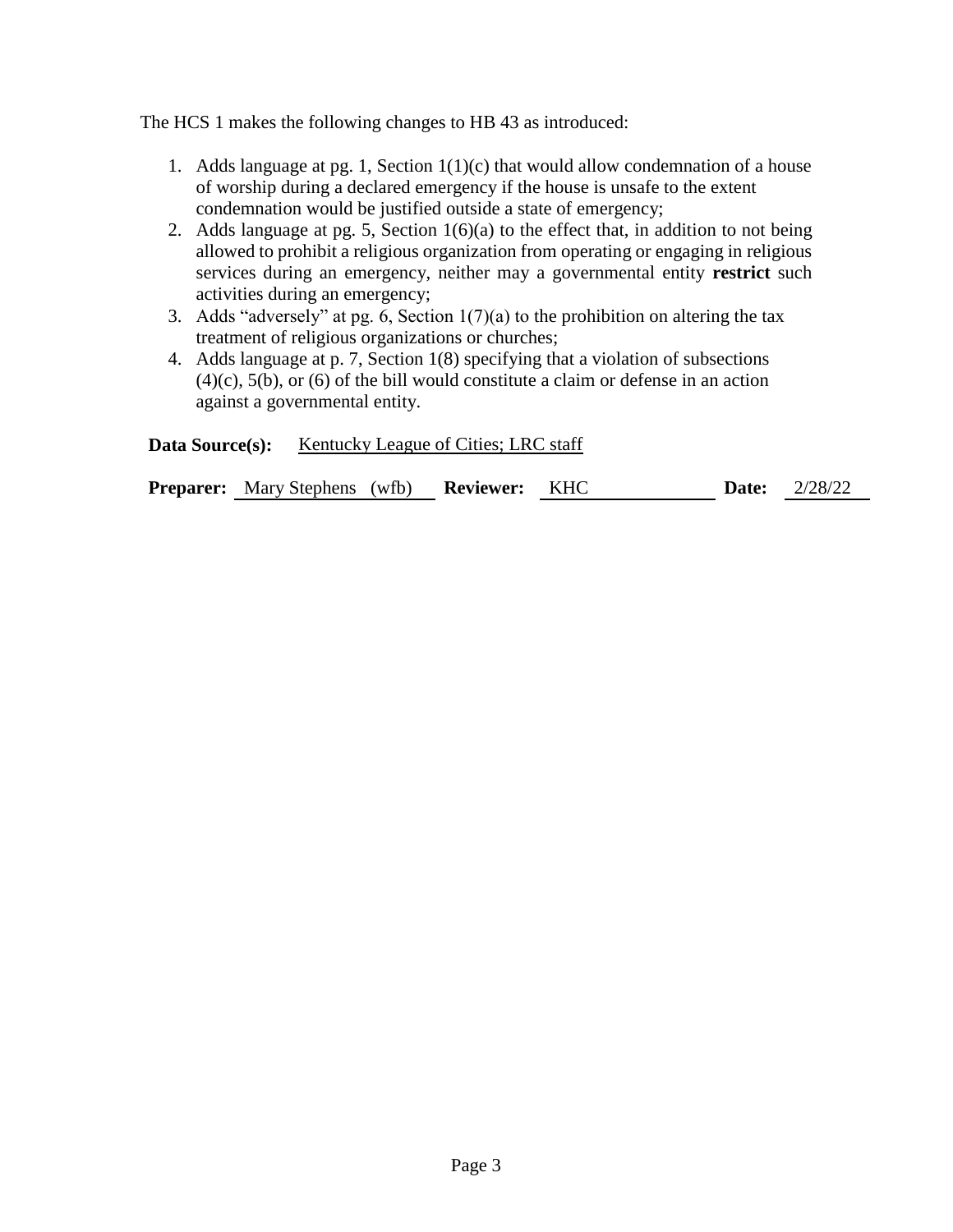The HCS 1 makes the following changes to HB 43 as introduced:

1. Adds language at pg. 1, Section 1(1)(c) that would allow condemnation of a house of worship during a declared emergency if the house is unsafe to the extent condemnation would be justified outside a state of emergency;
2. Adds language at pg. 5, Section 1(6)(a) to the effect that, in addition to not being allowed to prohibit a religious organization from operating or engaging in religious services during an emergency, neither may a governmental entity **restrict** such activities during an emergency;
3. Adds "adversely" at pg. 6, Section 1(7)(a) to the prohibition on altering the tax treatment of religious organizations or churches;
4. Adds language at p. 7, Section 1(8) specifying that a violation of subsections (4)(c), 5(b), or (6) of the bill would constitute a claim or defense in an action against a governmental entity.

**Data Source(s):** Kentucky League of Cities; LRC staff

**Preparer:** Mary Stephens (wfb) **Reviewer:** KHC **Date:** 2/28/22